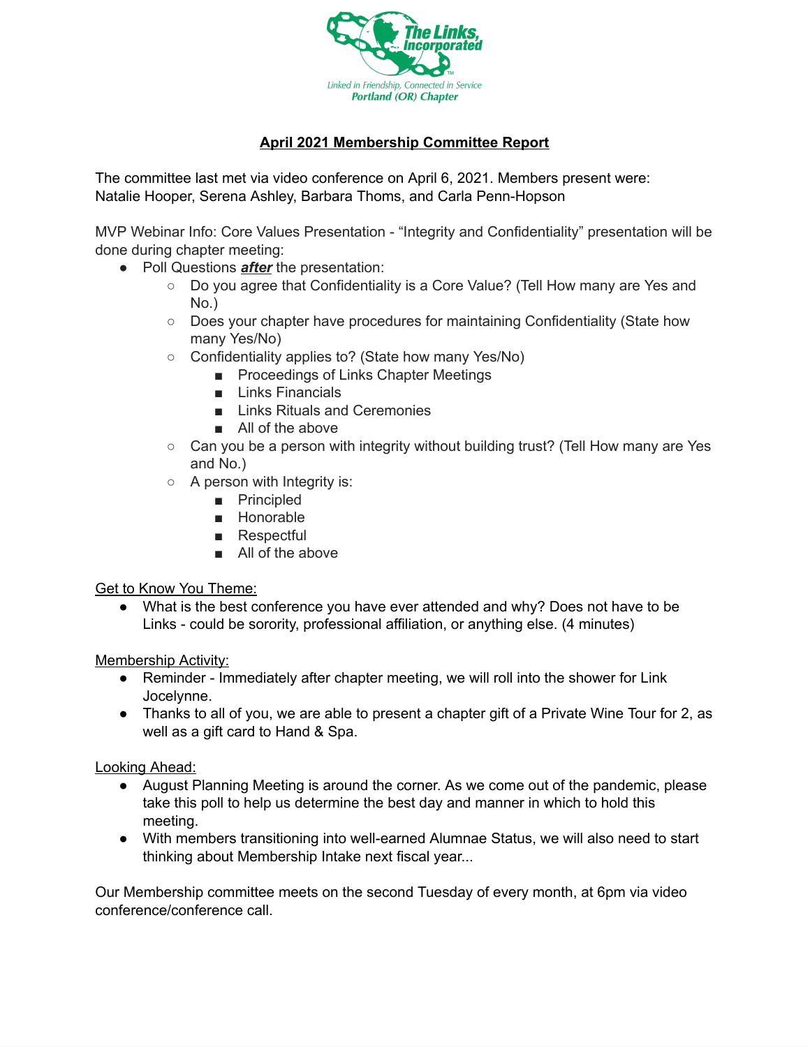The Links, Incorporated

Linked in Friendship, Connected in Service
Portland (OR) Chapter

# April 2021 Membership Committee Report

The committee last met via video conference on April 6, 2021. Members present were: Natalie Hooper, Serena Ashley, Barbara Thoms, and Carla Penn-Hopson

MVP Webinar Info: Core Values Presentation - "Integrity and Confidentiality" presentation will be done during chapter meeting:

- Poll Questions ***after*** the presentation:
  - Do you agree that Confidentiality is a Core Value? (Tell How many are Yes and No.)
  - Does your chapter have procedures for maintaining Confidentiality (State how many Yes/No)
  - Confidentiality applies to? (State how many Yes/No)
    - Proceedings of Links Chapter Meetings
    - Links Financials
    - Links Rituals and Ceremonies
    - All of the above
  - Can you be a person with integrity without building trust? (Tell How many are Yes and No.)
  - A person with Integrity is:
    - Principled
    - Honorable
    - Respectful
    - All of the above

<u>Get to Know You Theme:</u>

- What is the best conference you have ever attended and why? Does not have to be Links - could be sorority, professional affiliation, or anything else. (4 minutes)

<u>Membership Activity:</u>

- Reminder - Immediately after chapter meeting, we will roll into the shower for Link Jocelynne.
- Thanks to all of you, we are able to present a chapter gift of a Private Wine Tour for 2, as well as a gift card to Hand & Spa.

<u>Looking Ahead:</u>

- August Planning Meeting is around the corner. As we come out of the pandemic, please take this poll to help us determine the best day and manner in which to hold this meeting.
- With members transitioning into well-earned Alumnae Status, we will also need to start thinking about Membership Intake next fiscal year...

Our Membership committee meets on the second Tuesday of every month, at 6pm via video conference/conference call.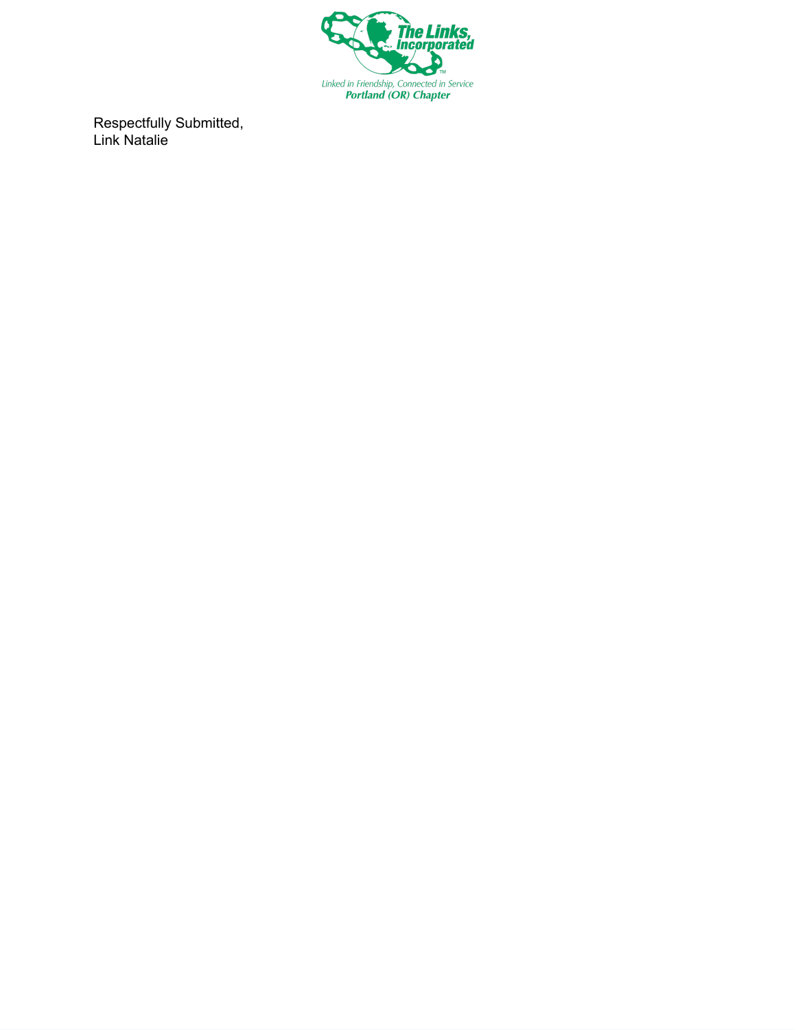Respectfully Submitted,
Link Natalie